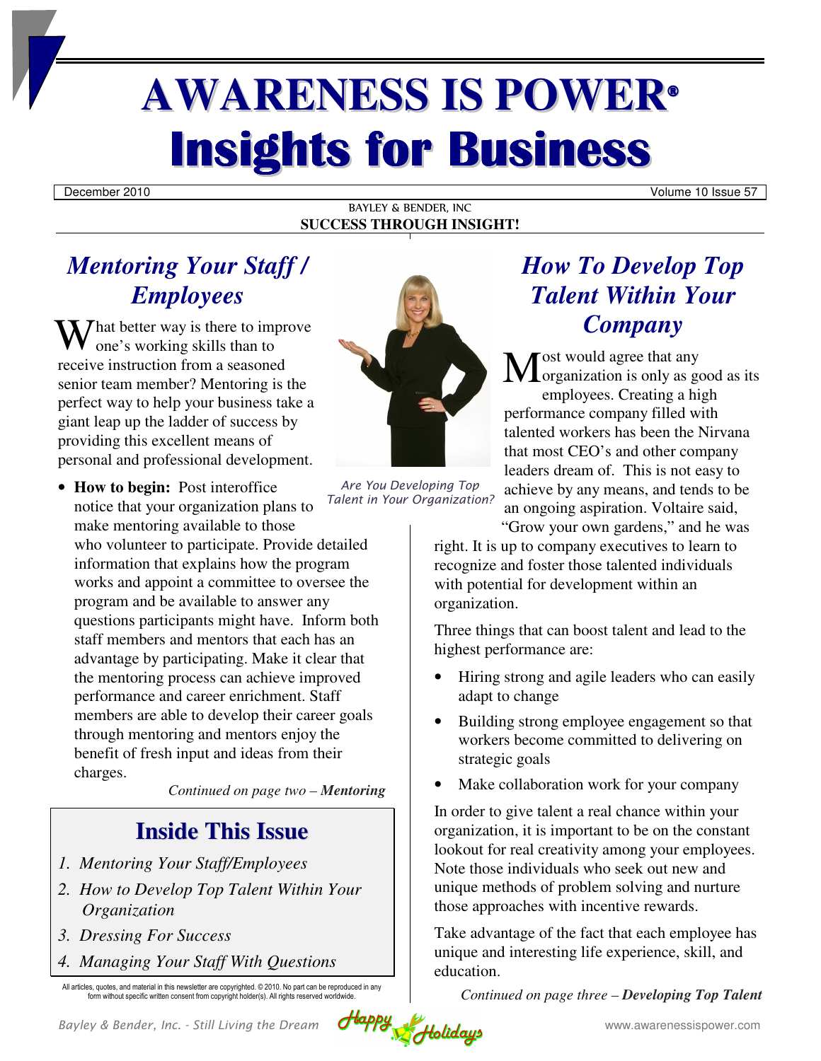# AWARENESS IS POWER®

# Insights for Business

December 2010 Volume 10 Issue 57

BAYLEY & BENDER, INC

**SUCCESS THROUGH INSIGHT!**

## *Mentoring Your Staff / Employees*

What better way is there to improve one's working skills than to receive instruction from a seasoned senior team member? Mentoring is the perfect way to help your business take a giant leap up the ladder of success by providing this excellent means of personal and professional development.

- **How to begin:** Post interoffice notice that your organization plans to make mentoring available to those who volunteer to participate. Provide detailed information that explains how the program works and appoint a committee to oversee the program and be available to answer any questions participants might have. Inform both staff members and mentors that each has an advantage by participating. Make it clear that the mentoring process can achieve improved performance and career enrichment. Staff members are able to develop their career goals through mentoring and mentors enjoy the benefit of fresh input and ideas from their charges.

*Continued on page two – **Mentoring***

*Are You Developing Top Talent in Your Organization?*

## *How To Develop Top Talent Within Your Company*

Most would agree that any organization is only as good as its employees. Creating a high performance company filled with talented workers has been the Nirvana that most CEO's and other company leaders dream of. This is not easy to achieve by any means, and tends to be an ongoing aspiration. Voltaire said, "Grow your own gardens," and he was right. It is up to company executives to learn to recognize and foster those talented individuals with potential for development within an organization.

Three things that can boost talent and lead to the highest performance are:

- Hiring strong and agile leaders who can easily adapt to change
- Building strong employee engagement so that workers become committed to delivering on strategic goals
- Make collaboration work for your company

In order to give talent a real chance within your organization, it is important to be on the constant lookout for real creativity among your employees. Note those individuals who seek out new and unique methods of problem solving and nurture those approaches with incentive rewards.

Take advantage of the fact that each employee has unique and interesting life experience, skill, and education.

*Continued on page three – **Developing Top Talent***

## Inside This Issue

1. *Mentoring Your Staff/Employees*
2. *How to Develop Top Talent Within Your Organization*
3. *Dressing For Success*
4. *Managing Your Staff With Questions*

All articles, quotes, and material in this newsletter are copyrighted. © 2010. No part can be reproduced in any form without specific written consent from copyright holder(s). All rights reserved worldwide.

*Bayley & Bender, Inc. - Still Living the Dream* Happy Holidays www.awarenessispower.com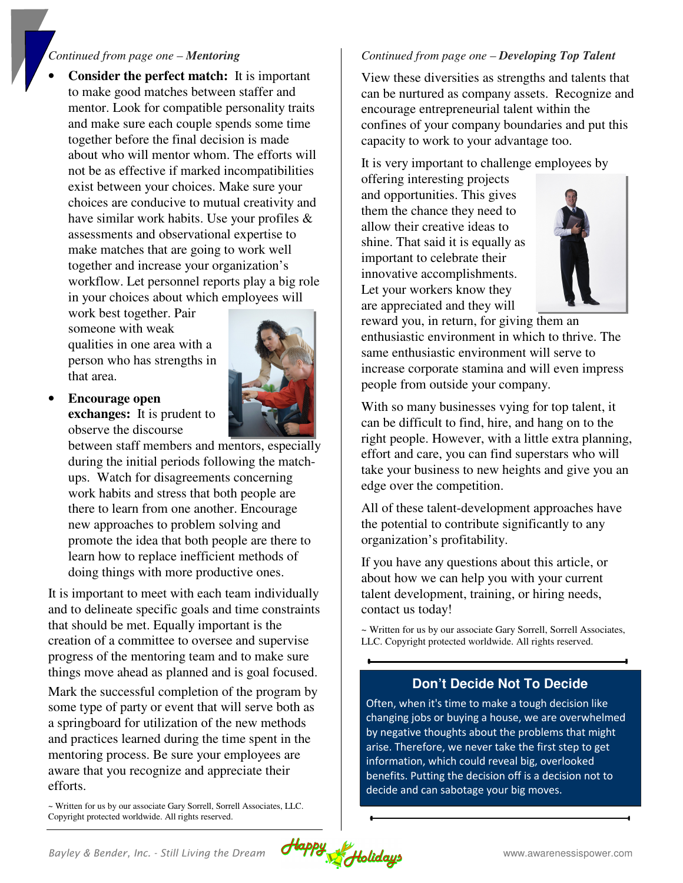*Continued from page one – **Mentoring***

- **Consider the perfect match:** It is important to make good matches between staffer and mentor. Look for compatible personality traits and make sure each couple spends some time together before the final decision is made about who will mentor whom. The efforts will not be as effective if marked incompatibilities exist between your choices. Make sure your choices are conducive to mutual creativity and have similar work habits. Use your profiles & assessments and observational expertise to make matches that are going to work well together and increase your organization's workflow. Let personnel reports play a big role in your choices about which employees will work best together. Pair someone with weak qualities in one area with a person who has strengths in that area.
- **Encourage open exchanges:** It is prudent to observe the discourse between staff members and mentors, especially during the initial periods following the match-ups. Watch for disagreements concerning work habits and stress that both people are there to learn from one another. Encourage new approaches to problem solving and promote the idea that both people are there to learn how to replace inefficient methods of doing things with more productive ones.

It is important to meet with each team individually and to delineate specific goals and time constraints that should be met. Equally important is the creation of a committee to oversee and supervise progress of the mentoring team and to make sure things move ahead as planned and is goal focused.

Mark the successful completion of the program by some type of party or event that will serve both as a springboard for utilization of the new methods and practices learned during the time spent in the mentoring process. Be sure your employees are aware that you recognize and appreciate their efforts.

~ Written for us by our associate Gary Sorrell, Sorrell Associates, LLC. Copyright protected worldwide. All rights reserved.

*Continued from page one – **Developing Top Talent***

View these diversities as strengths and talents that can be nurtured as company assets. Recognize and encourage entrepreneurial talent within the confines of your company boundaries and put this capacity to work to your advantage too.

It is very important to challenge employees by offering interesting projects and opportunities. This gives them the chance they need to allow their creative ideas to shine. That said it is equally as important to celebrate their innovative accomplishments. Let your workers know they are appreciated and they will reward you, in return, for giving them an enthusiastic environment in which to thrive. The same enthusiastic environment will serve to increase corporate stamina and will even impress people from outside your company.

With so many businesses vying for top talent, it can be difficult to find, hire, and hang on to the right people. However, with a little extra planning, effort and care, you can find superstars who will take your business to new heights and give you an edge over the competition.

All of these talent-development approaches have the potential to contribute significantly to any organization's profitability.

If you have any questions about this article, or about how we can help you with your current talent development, training, or hiring needs, contact us today!

~ Written for us by our associate Gary Sorrell, Sorrell Associates, LLC. Copyright protected worldwide. All rights reserved.

## Don't Decide Not To Decide

Often, when it's time to make a tough decision like changing jobs or buying a house, we are overwhelmed by negative thoughts about the problems that might arise. Therefore, we never take the first step to get information, which could reveal big, overlooked benefits. Putting the decision off is a decision not to decide and can sabotage your big moves.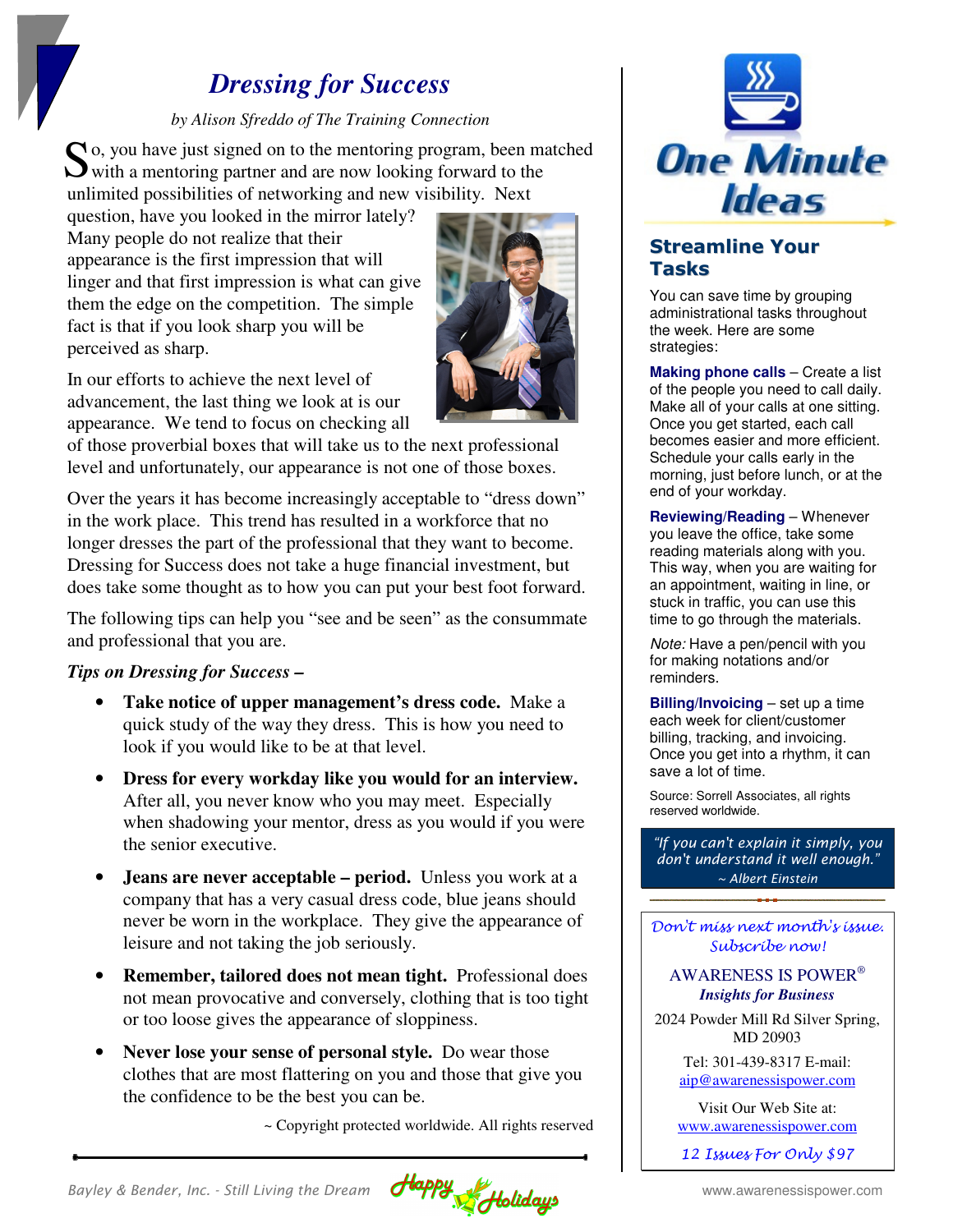# *Dressing for Success*

*by Alison Sfreddo of The Training Connection*

So, you have just signed on to the mentoring program, been matched with a mentoring partner and are now looking forward to the unlimited possibilities of networking and new visibility. Next question, have you looked in the mirror lately? Many people do not realize that their appearance is the first impression that will linger and that first impression is what can give them the edge on the competition. The simple fact is that if you look sharp you will be perceived as sharp.

In our efforts to achieve the next level of advancement, the last thing we look at is our appearance. We tend to focus on checking all of those proverbial boxes that will take us to the next professional level and unfortunately, our appearance is not one of those boxes.

Over the years it has become increasingly acceptable to "dress down" in the work place. This trend has resulted in a workforce that no longer dresses the part of the professional that they want to become. Dressing for Success does not take a huge financial investment, but does take some thought as to how you can put your best foot forward.

The following tips can help you "see and be seen" as the consummate and professional that you are.

***Tips on Dressing for Success –***

- **Take notice of upper management's dress code.** Make a quick study of the way they dress. This is how you need to look if you would like to be at that level.
- **Dress for every workday like you would for an interview.** After all, you never know who you may meet. Especially when shadowing your mentor, dress as you would if you were the senior executive.
- **Jeans are never acceptable – period.** Unless you work at a company that has a very casual dress code, blue jeans should never be worn in the workplace. They give the appearance of leisure and not taking the job seriously.
- **Remember, tailored does not mean tight.** Professional does not mean provocative and conversely, clothing that is too tight or too loose gives the appearance of sloppiness.
- **Never lose your sense of personal style.** Do wear those clothes that are most flattering on you and those that give you the confidence to be the best you can be.

~ Copyright protected worldwide. All rights reserved

# One Minute Ideas

## Streamline Your Tasks

You can save time by grouping administrational tasks throughout the week. Here are some strategies:

**Making phone calls** – Create a list of the people you need to call daily. Make all of your calls at one sitting. Once you get started, each call becomes easier and more efficient. Schedule your calls early in the morning, just before lunch, or at the end of your workday.

**Reviewing/Reading** – Whenever you leave the office, take some reading materials along with you. This way, when you are waiting for an appointment, waiting in line, or stuck in traffic, you can use this time to go through the materials.

*Note:* Have a pen/pencil with you for making notations and/or reminders.

**Billing/Invoicing** – set up a time each week for client/customer billing, tracking, and invoicing. Once you get into a rhythm, it can save a lot of time.

Source: Sorrell Associates, all rights reserved worldwide.

*"If you can't explain it simply, you don't understand it well enough."*
*~ Albert Einstein*

*Don't miss next month's issue. Subscribe now!*

AWARENESS IS POWER®
***Insights for Business***

2024 Powder Mill Rd Silver Spring, MD 20903

Tel: 301-439-8317 E-mail: aip@awarenessispower.com

Visit Our Web Site at: www.awarenessispower.com

*12 Issues For Only $97*

Bayley & Bender, Inc. - Still Living the Dream — Happy Holidays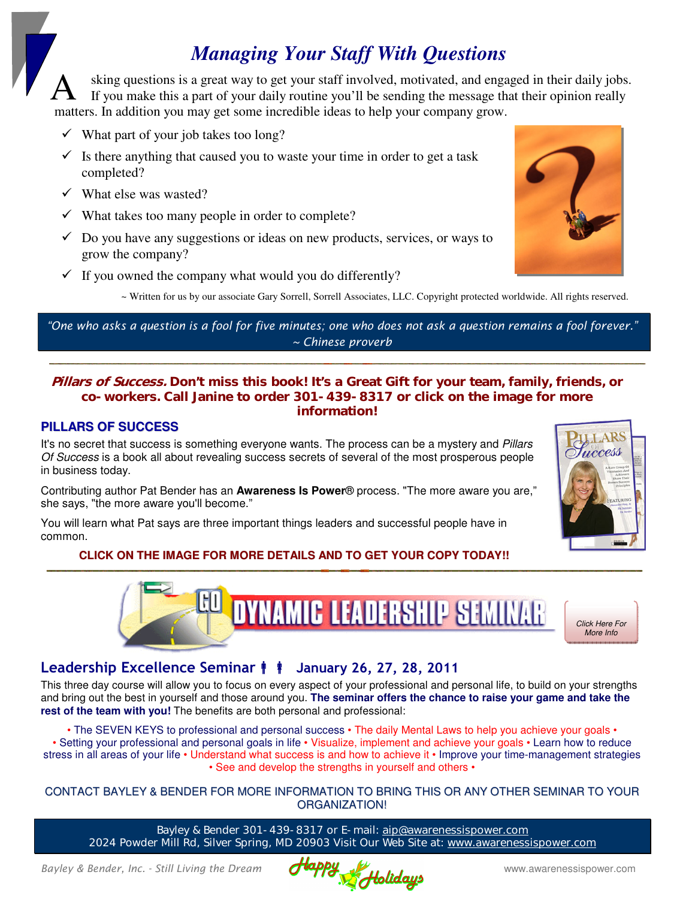# Managing Your Staff With Questions

Asking questions is a great way to get your staff involved, motivated, and engaged in their daily jobs. If you make this a part of your daily routine you'll be sending the message that their opinion really matters. In addition you may get some incredible ideas to help your company grow.

- ✓ What part of your job takes too long?
- ✓ Is there anything that caused you to waste your time in order to get a task completed?
- ✓ What else was wasted?
- ✓ What takes too many people in order to complete?
- ✓ Do you have any suggestions or ideas on new products, services, or ways to grow the company?
- ✓ If you owned the company what would you do differently?

~ Written for us by our associate Gary Sorrell, Sorrell Associates, LLC. Copyright protected worldwide. All rights reserved.

*"One who asks a question is a fool for five minutes; one who does not ask a question remains a fool forever."*
*~ Chinese proverb*

***Pillars of Success.*** **Don't miss this book! It's a Great Gift for your team, family, friends, or co-workers. Call Janine to order 301-439-8317 or click on the image for more information!**

## PILLARS OF SUCCESS

It's no secret that success is something everyone wants. The process can be a mystery and *Pillars Of Success* is a book all about revealing success secrets of several of the most prosperous people in business today.

Contributing author Pat Bender has an **Awareness Is Power®** process. "The more aware you are," she says, "the more aware you'll become."

You will learn what Pat says are three important things leaders and successful people have in common.

**CLICK ON THE IMAGE FOR MORE DETAILS AND TO GET YOUR COPY TODAY!!**

GO DYNAMIC LEADERSHIP SEMINAR

*Click Here For More Info*

## Leadership Excellence Seminar — January 26, 27, 28, 2011

This three day course will allow you to focus on every aspect of your professional and personal life, to build on your strengths and bring out the best in yourself and those around you. **The seminar offers the chance to raise your game and take the rest of the team with you!** The benefits are both personal and professional:

• The SEVEN KEYS to professional and personal success • The daily Mental Laws to help you achieve your goals • Setting your professional and personal goals in life • Visualize, implement and achieve your goals • Learn how to reduce stress in all areas of your life • Understand what success is and how to achieve it • Improve your time-management strategies • See and develop the strengths in yourself and others •

CONTACT BAYLEY & BENDER FOR MORE INFORMATION TO BRING THIS OR ANY OTHER SEMINAR TO YOUR ORGANIZATION!

Bayley & Bender 301-439-8317 or E-mail: aip@awarenessispower.com
2024 Powder Mill Rd, Silver Spring, MD 20903 Visit Our Web Site at: www.awarenessispower.com

*Bayley & Bender, Inc. - Still Living the Dream*

Happy Holidays

www.awarenessispower.com